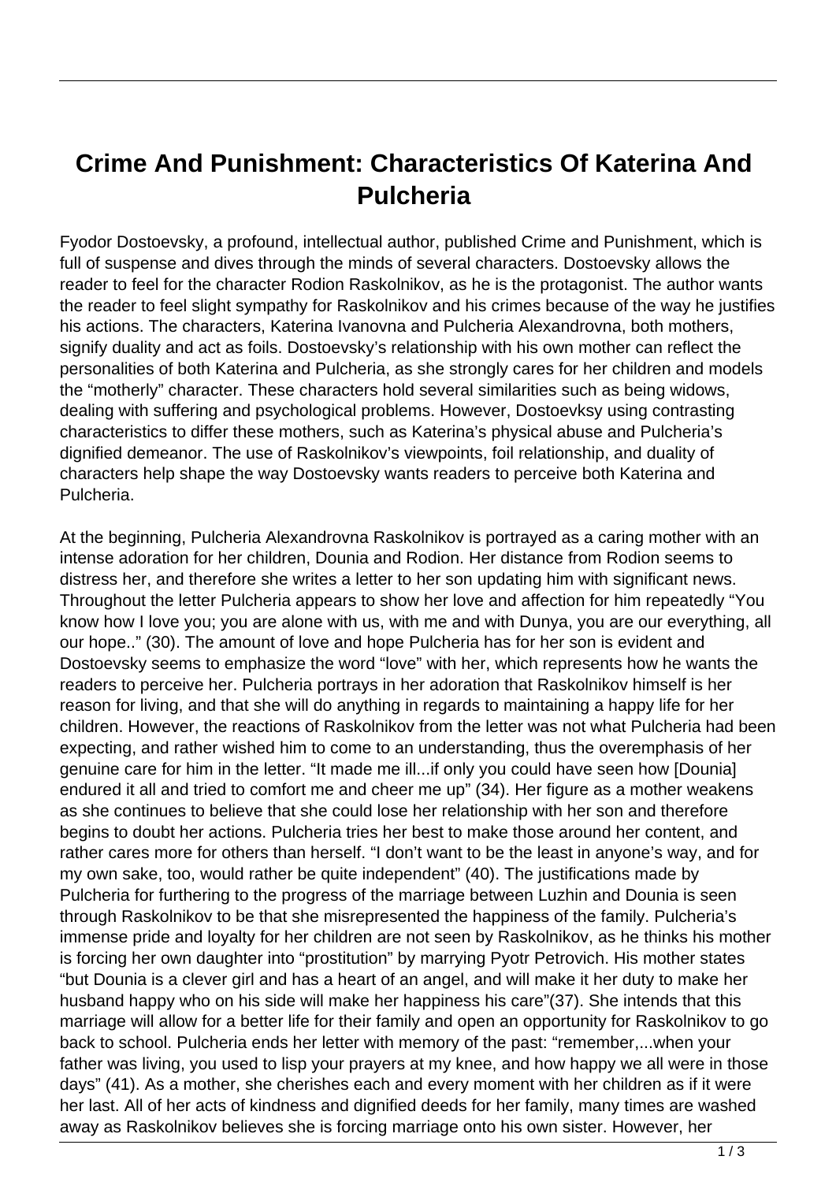# Crime And Punishment: Characteristics Of Katerina And Pulcheria

Fyodor Dostoevsky, a profound, intellectual author, published Crime and Punishment, which is full of suspense and dives through the minds of several characters. Dostoevsky allows the reader to feel for the character Rodion Raskolnikov, as he is the protagonist. The author wants the reader to feel slight sympathy for Raskolnikov and his crimes because of the way he justifies his actions. The characters, Katerina Ivanovna and Pulcheria Alexandrovna, both mothers, signify duality and act as foils. Dostoevsky's relationship with his own mother can reflect the personalities of both Katerina and Pulcheria, as she strongly cares for her children and models the "motherly" character. These characters hold several similarities such as being widows, dealing with suffering and psychological problems. However, Dostoevksy using contrasting characteristics to differ these mothers, such as Katerina's physical abuse and Pulcheria's dignified demeanor. The use of Raskolnikov's viewpoints, foil relationship, and duality of characters help shape the way Dostoevsky wants readers to perceive both Katerina and Pulcheria.

At the beginning, Pulcheria Alexandrovna Raskolnikov is portrayed as a caring mother with an intense adoration for her children, Dounia and Rodion. Her distance from Rodion seems to distress her, and therefore she writes a letter to her son updating him with significant news. Throughout the letter Pulcheria appears to show her love and affection for him repeatedly "You know how I love you; you are alone with us, with me and with Dunya, you are our everything, all our hope.." (30). The amount of love and hope Pulcheria has for her son is evident and Dostoevsky seems to emphasize the word "love" with her, which represents how he wants the readers to perceive her. Pulcheria portrays in her adoration that Raskolnikov himself is her reason for living, and that she will do anything in regards to maintaining a happy life for her children. However, the reactions of Raskolnikov from the letter was not what Pulcheria had been expecting, and rather wished him to come to an understanding, thus the overemphasis of her genuine care for him in the letter. "It made me ill...if only you could have seen how [Dounia] endured it all and tried to comfort me and cheer me up" (34). Her figure as a mother weakens as she continues to believe that she could lose her relationship with her son and therefore begins to doubt her actions. Pulcheria tries her best to make those around her content, and rather cares more for others than herself. "I don't want to be the least in anyone's way, and for my own sake, too, would rather be quite independent" (40). The justifications made by Pulcheria for furthering to the progress of the marriage between Luzhin and Dounia is seen through Raskolnikov to be that she misrepresented the happiness of the family. Pulcheria's immense pride and loyalty for her children are not seen by Raskolnikov, as he thinks his mother is forcing her own daughter into "prostitution" by marrying Pyotr Petrovich. His mother states "but Dounia is a clever girl and has a heart of an angel, and will make it her duty to make her husband happy who on his side will make her happiness his care"(37). She intends that this marriage will allow for a better life for their family and open an opportunity for Raskolnikov to go back to school. Pulcheria ends her letter with memory of the past: "remember,...when your father was living, you used to lisp your prayers at my knee, and how happy we all were in those days" (41). As a mother, she cherishes each and every moment with her children as if it were her last. All of her acts of kindness and dignified deeds for her family, many times are washed away as Raskolnikov believes she is forcing marriage onto his own sister. However, her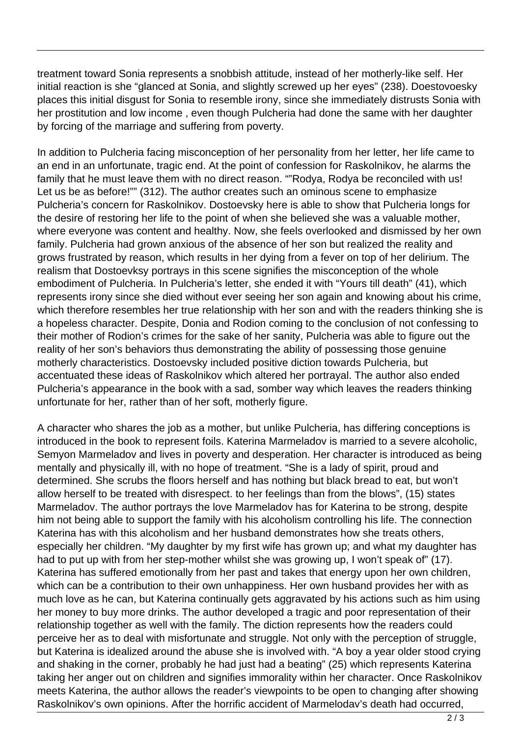treatment toward Sonia represents a snobbish attitude, instead of her motherly-like self. Her initial reaction is she "glanced at Sonia, and slightly screwed up her eyes" (238). Doestovoesky places this initial disgust for Sonia to resemble irony, since she immediately distrusts Sonia with her prostitution and low income , even though Pulcheria had done the same with her daughter by forcing of the marriage and suffering from poverty.

In addition to Pulcheria facing misconception of her personality from her letter, her life came to an end in an unfortunate, tragic end. At the point of confession for Raskolnikov, he alarms the family that he must leave them with no direct reason. ""Rodya, Rodya be reconciled with us! Let us be as before!"" (312). The author creates such an ominous scene to emphasize Pulcheria's concern for Raskolnikov. Dostoevsky here is able to show that Pulcheria longs for the desire of restoring her life to the point of when she believed she was a valuable mother, where everyone was content and healthy. Now, she feels overlooked and dismissed by her own family. Pulcheria had grown anxious of the absence of her son but realized the reality and grows frustrated by reason, which results in her dying from a fever on top of her delirium. The realism that Dostoevksy portrays in this scene signifies the misconception of the whole embodiment of Pulcheria. In Pulcheria's letter, she ended it with "Yours till death" (41), which represents irony since she died without ever seeing her son again and knowing about his crime, which therefore resembles her true relationship with her son and with the readers thinking she is a hopeless character. Despite, Donia and Rodion coming to the conclusion of not confessing to their mother of Rodion's crimes for the sake of her sanity, Pulcheria was able to figure out the reality of her son's behaviors thus demonstrating the ability of possessing those genuine motherly characteristics. Dostoevsky included positive diction towards Pulcheria, but accentuated these ideas of Raskolnikov which altered her portrayal. The author also ended Pulcheria's appearance in the book with a sad, somber way which leaves the readers thinking unfortunate for her, rather than of her soft, motherly figure.

A character who shares the job as a mother, but unlike Pulcheria, has differing conceptions is introduced in the book to represent foils. Katerina Marmeladov is married to a severe alcoholic, Semyon Marmeladov and lives in poverty and desperation. Her character is introduced as being mentally and physically ill, with no hope of treatment. "She is a lady of spirit, proud and determined. She scrubs the floors herself and has nothing but black bread to eat, but won't allow herself to be treated with disrespect. to her feelings than from the blows", (15) states Marmeladov. The author portrays the love Marmeladov has for Katerina to be strong, despite him not being able to support the family with his alcoholism controlling his life. The connection Katerina has with this alcoholism and her husband demonstrates how she treats others, especially her children. "My daughter by my first wife has grown up; and what my daughter has had to put up with from her step-mother whilst she was growing up, I won't speak of" (17). Katerina has suffered emotionally from her past and takes that energy upon her own children, which can be a contribution to their own unhappiness. Her own husband provides her with as much love as he can, but Katerina continually gets aggravated by his actions such as him using her money to buy more drinks. The author developed a tragic and poor representation of their relationship together as well with the family. The diction represents how the readers could perceive her as to deal with misfortunate and struggle. Not only with the perception of struggle, but Katerina is idealized around the abuse she is involved with. "A boy a year older stood crying and shaking in the corner, probably he had just had a beating" (25) which represents Katerina taking her anger out on children and signifies immorality within her character. Once Raskolnikov meets Katerina, the author allows the reader's viewpoints to be open to changing after showing Raskolnikov's own opinions. After the horrific accident of Marmelodav's death had occurred,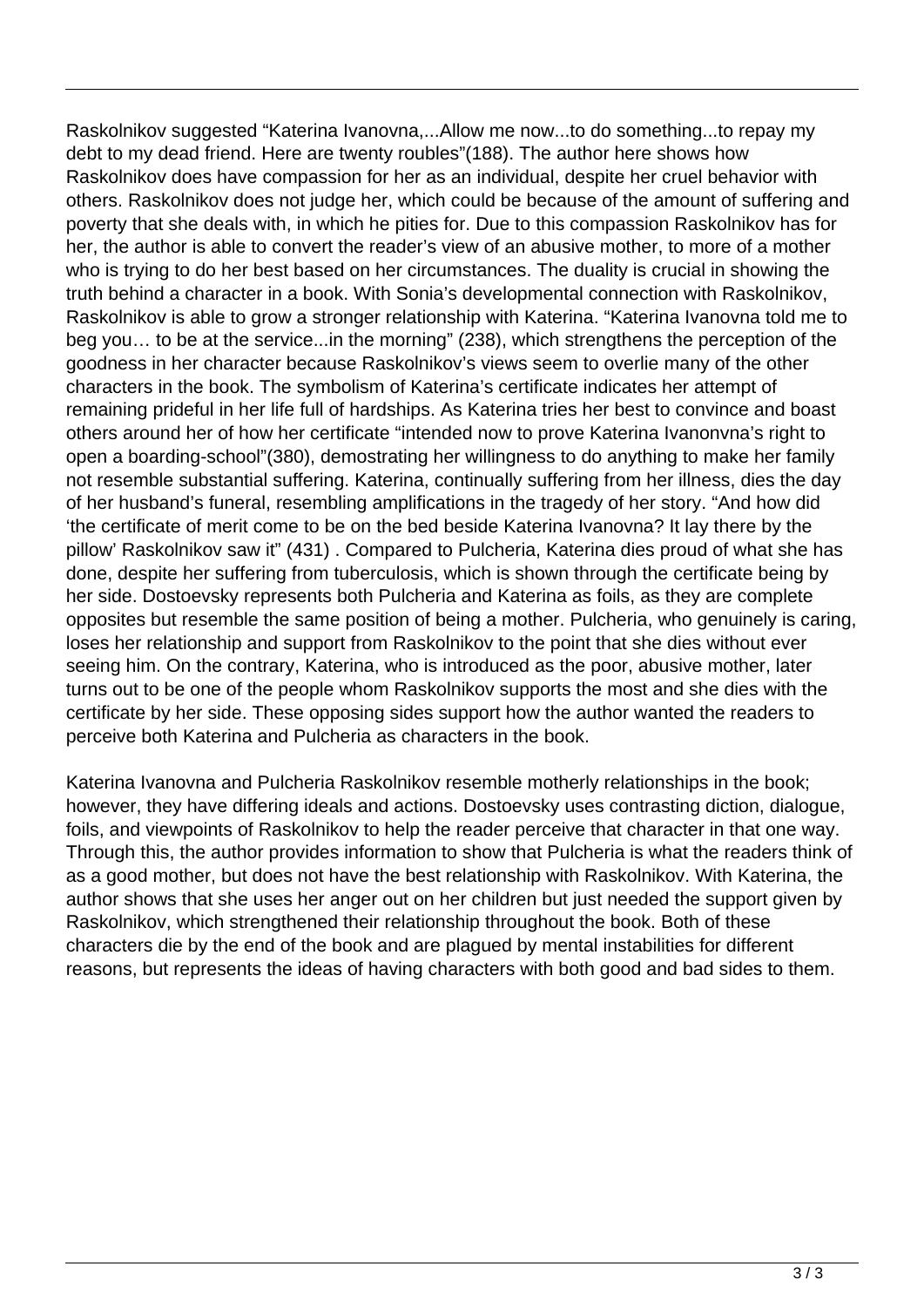Raskolnikov suggested “Katerina Ivanovna,...Allow me now...to do something...to repay my debt to my dead friend. Here are twenty roubles”(188). The author here shows how Raskolnikov does have compassion for her as an individual, despite her cruel behavior with others. Raskolnikov does not judge her, which could be because of the amount of suffering and poverty that she deals with, in which he pities for. Due to this compassion Raskolnikov has for her, the author is able to convert the reader’s view of an abusive mother, to more of a mother who is trying to do her best based on her circumstances. The duality is crucial in showing the truth behind a character in a book. With Sonia’s developmental connection with Raskolnikov, Raskolnikov is able to grow a stronger relationship with Katerina. “Katerina Ivanovna told me to beg you… to be at the service...in the morning” (238), which strengthens the perception of the goodness in her character because Raskolnikov’s views seem to overlie many of the other characters in the book. The symbolism of Katerina’s certificate indicates her attempt of remaining prideful in her life full of hardships. As Katerina tries her best to convince and boast others around her of how her certificate “intended now to prove Katerina Ivanonvna’s right to open a boarding-school”(380), demostrating her willingness to do anything to make her family not resemble substantial suffering. Katerina, continually suffering from her illness, dies the day of her husband’s funeral, resembling amplifications in the tragedy of her story. “And how did ‘the certificate of merit come to be on the bed beside Katerina Ivanovna? It lay there by the pillow’ Raskolnikov saw it” (431) . Compared to Pulcheria, Katerina dies proud of what she has done, despite her suffering from tuberculosis, which is shown through the certificate being by her side. Dostoevsky represents both Pulcheria and Katerina as foils, as they are complete opposites but resemble the same position of being a mother. Pulcheria, who genuinely is caring, loses her relationship and support from Raskolnikov to the point that she dies without ever seeing him. On the contrary, Katerina, who is introduced as the poor, abusive mother, later turns out to be one of the people whom Raskolnikov supports the most and she dies with the certificate by her side. These opposing sides support how the author wanted the readers to perceive both Katerina and Pulcheria as characters in the book.

Katerina Ivanovna and Pulcheria Raskolnikov resemble motherly relationships in the book; however, they have differing ideals and actions. Dostoevsky uses contrasting diction, dialogue, foils, and viewpoints of Raskolnikov to help the reader perceive that character in that one way. Through this, the author provides information to show that Pulcheria is what the readers think of as a good mother, but does not have the best relationship with Raskolnikov. With Katerina, the author shows that she uses her anger out on her children but just needed the support given by Raskolnikov, which strengthened their relationship throughout the book. Both of these characters die by the end of the book and are plagued by mental instabilities for different reasons, but represents the ideas of having characters with both good and bad sides to them.